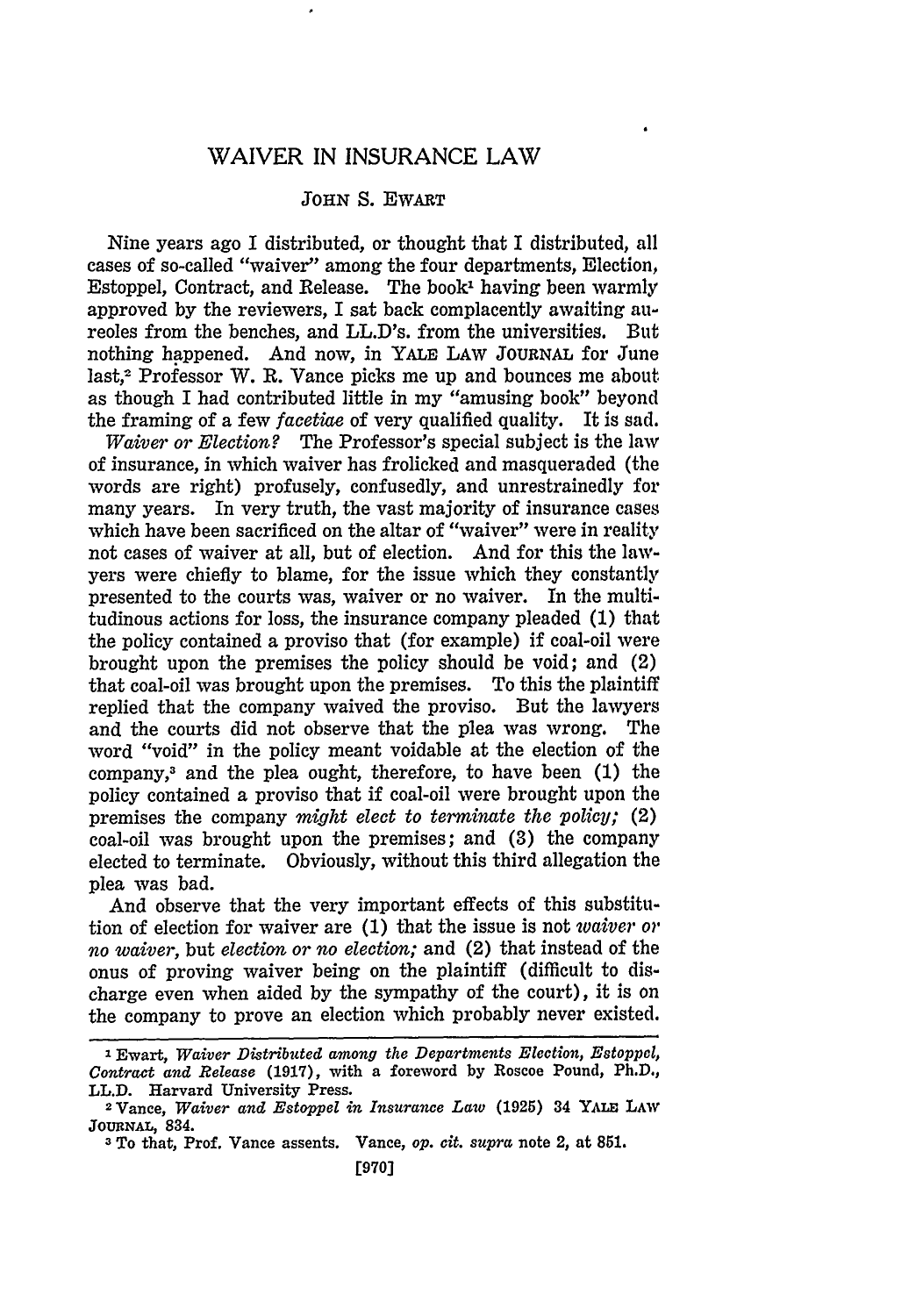# WAIVER IN INSURANCE LAW

JOHN S. EWART

Nine years ago I distributed, or thought that I distributed, all cases of so-called "waiver" among the four departments, Election, Estoppel, Contract, and Release. The book[1] having been warmly approved by the reviewers, I sat back complacently awaiting aureoles from the benches, and LL.D's. from the universities. But nothing happened. And now, in YALE LAW JOURNAL for June last,[2] Professor W. R. Vance picks me up and bounces me about as though I had contributed little in my "amusing book" beyond the framing of a few *facetiae* of very qualified quality. It is sad.

*Waiver or Election?* The Professor's special subject is the law of insurance, in which waiver has frolicked and masqueraded (the words are right) profusely, confusedly, and unrestrainedly for many years. In very truth, the vast majority of insurance cases which have been sacrificed on the altar of "waiver" were in reality not cases of waiver at all, but of election. And for this the lawyers were chiefly to blame, for the issue which they constantly presented to the courts was, waiver or no waiver. In the multitudinous actions for loss, the insurance company pleaded (1) that the policy contained a proviso that (for example) if coal-oil were brought upon the premises the policy should be void; and (2) that coal-oil was brought upon the premises. To this the plaintiff replied that the company waived the proviso. But the lawyers and the courts did not observe that the plea was wrong. The word "void" in the policy meant voidable at the election of the company,[3] and the plea ought, therefore, to have been (1) the policy contained a proviso that if coal-oil were brought upon the premises the company *might elect to terminate the policy;* (2) coal-oil was brought upon the premises; and (3) the company elected to terminate. Obviously, without this third allegation the plea was bad.

And observe that the very important effects of this substitution of election for waiver are (1) that the issue is not *waiver or no waiver*, but *election or no election;* and (2) that instead of the onus of proving waiver being on the plaintiff (difficult to discharge even when aided by the sympathy of the court), it is on the company to prove an election which probably never existed.

---

[1] Ewart, *Waiver Distributed among the Departments Election, Estoppel, Contract and Release* (1917), with a foreword by Roscoe Pound, Ph.D., LL.D. Harvard University Press.

[2] Vance, *Waiver and Estoppel in Insurance Law* (1925) 34 YALE LAW JOURNAL, 834.

[3] To that, Prof. Vance assents. Vance, *op. cit. supra* note 2, at 851.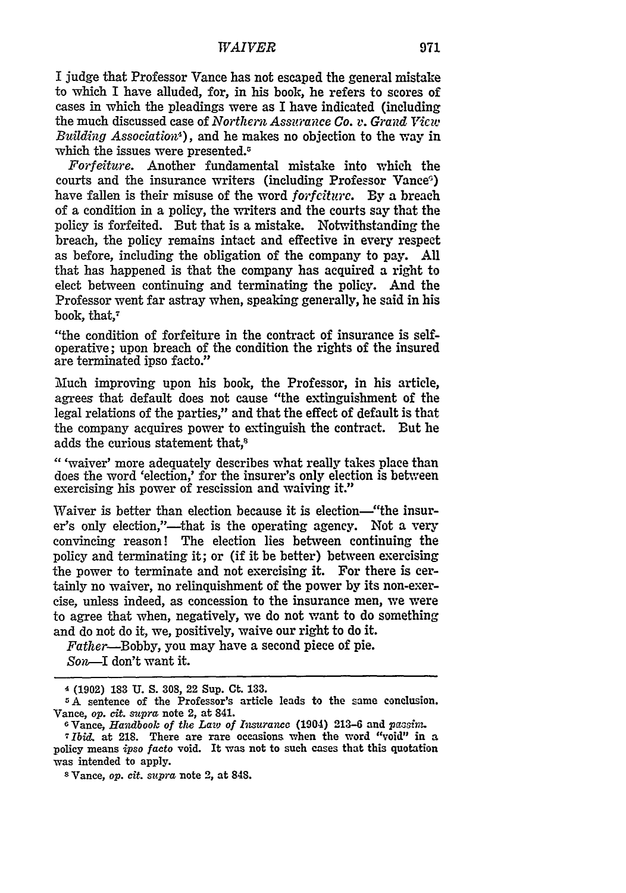I judge that Professor Vance has not escaped the general mistake to which I have alluded, for, in his book, he refers to scores of cases in which the pleadings were as I have indicated (including the much discussed case of *Northern Assurance Co. v. Grand View Building Association*[4]), and he makes no objection to the way in which the issues were presented.[5]

*Forfeiture.* Another fundamental mistake into which the courts and the insurance writers (including Professor Vance[6]) have fallen is their misuse of the word *forfeiture*. By a breach of a condition in a policy, the writers and the courts say that the policy is forfeited. But that is a mistake. Notwithstanding the breach, the policy remains intact and effective in every respect as before, including the obligation of the company to pay. All that has happened is that the company has acquired a right to elect between continuing and terminating the policy. And the Professor went far astray when, speaking generally, he said in his book, that,[7]

"the condition of forfeiture in the contract of insurance is self-operative; upon breach of the condition the rights of the insured are terminated ipso facto."

Much improving upon his book, the Professor, in his article, agrees that default does not cause "the extinguishment of the legal relations of the parties," and that the effect of default is that the company acquires power to extinguish the contract. But he adds the curious statement that,[8]

" 'waiver' more adequately describes what really takes place than does the word 'election,' for the insurer's only election is between exercising his power of rescission and waiving it."

Waiver is better than election because it is election—"the insurer's only election,"—that is the operating agency. Not a very convincing reason! The election lies between continuing the policy and terminating it; or (if it be better) between exercising the power to terminate and not exercising it. For there is certainly no waiver, no relinquishment of the power by its non-exercise, unless indeed, as concession to the insurance men, we were to agree that when, negatively, we do not want to do something and do not do it, we, positively, waive our right to do it.

*Father*—Bobby, you may have a second piece of pie.

*Son*—I don't want it.

---

[4] (1902) 183 U. S. 308, 22 Sup. Ct. 133.

[5] A sentence of the Professor's article leads to the same conclusion. Vance, *op. cit. supra* note 2, at 841.

[6] Vance, *Handbook of the Law of Insurance* (1904) 213-6 and *passim*.

[7] *Ibid.* at 218. There are rare occasions when the word "void" in a policy means *ipso facto* void. It was not to such cases that this quotation was intended to apply.

[8] Vance, *op. cit. supra* note 2, at 848.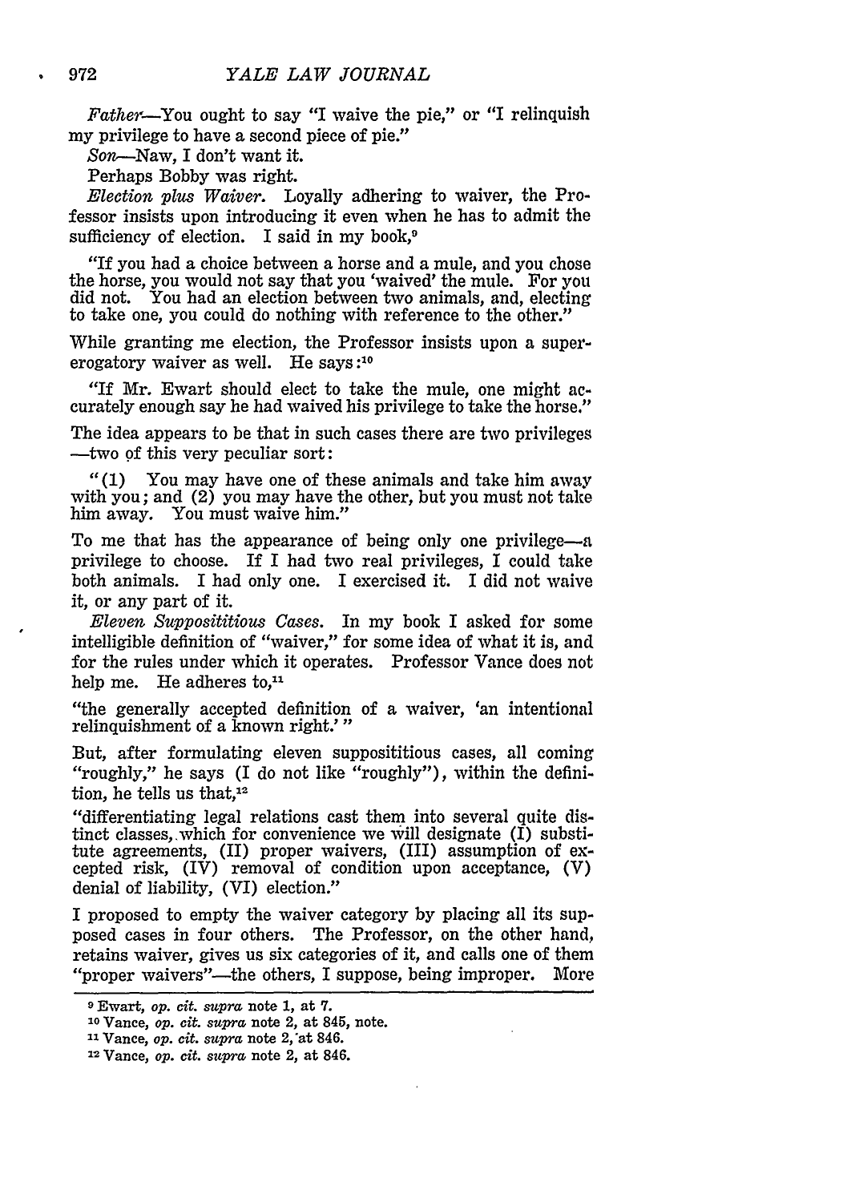*Father*—You ought to say "I waive the pie," or "I relinquish my privilege to have a second piece of pie."

*Son*—Naw, I don't want it.

Perhaps Bobby was right.

*Election plus Waiver.* Loyally adhering to waiver, the Professor insists upon introducing it even when he has to admit the sufficiency of election. I said in my book,[9]

> "If you had a choice between a horse and a mule, and you chose the horse, you would not say that you 'waived' the mule. For you did not. You had an election between two animals, and, electing to take one, you could do nothing with reference to the other."

While granting me election, the Professor insists upon a supererogatory waiver as well. He says:[10]

> "If Mr. Ewart should elect to take the mule, one might accurately enough say he had waived his privilege to take the horse."

The idea appears to be that in such cases there are two privileges—two of this very peculiar sort:

> "(1) You may have one of these animals and take him away with you; and (2) you may have the other, but you must not take him away. You must waive him."

To me that has the appearance of being only one privilege—a privilege to choose. If I had two real privileges, I could take both animals. I had only one. I exercised it. I did not waive it, or any part of it.

*Eleven Supposititious Cases.* In my book I asked for some intelligible definition of "waiver," for some idea of what it is, and for the rules under which it operates. Professor Vance does not help me. He adheres to,[11]

> "the generally accepted definition of a waiver, 'an intentional relinquishment of a known right.'"

But, after formulating eleven supposititious cases, all coming "roughly," he says (I do not like "roughly"), within the definition, he tells us that,[12]

> "differentiating legal relations cast them into several quite distinct classes, which for convenience we will designate (I) substitute agreements, (II) proper waivers, (III) assumption of excepted risk, (IV) removal of condition upon acceptance, (V) denial of liability, (VI) election."

I proposed to empty the waiver category by placing all its supposed cases in four others. The Professor, on the other hand, retains waiver, gives us six categories of it, and calls one of them "proper waivers"—the others, I suppose, being improper. More

---

[9] Ewart, *op. cit. supra* note 1, at 7.

[10] Vance, *op. cit. supra* note 2, at 845, note.

[11] Vance, *op. cit. supra* note 2, at 846.

[12] Vance, *op. cit. supra* note 2, at 846.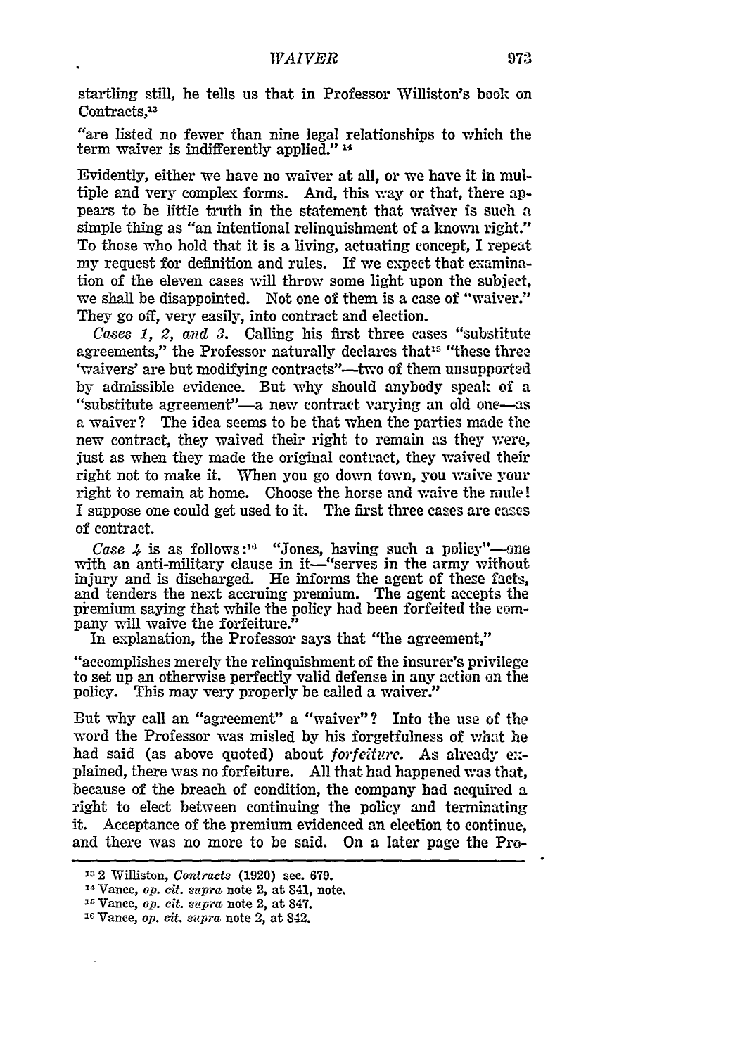startling still, he tells us that in Professor Williston's book on Contracts,[13]

> "are listed no fewer than nine legal relationships to which the term waiver is indifferently applied." [14]

Evidently, either we have no waiver at all, or we have it in multiple and very complex forms. And, this way or that, there appears to be little truth in the statement that waiver is such a simple thing as "an intentional relinquishment of a known right." To those who hold that it is a living, actuating concept, I repeat my request for definition and rules. If we expect that examination of the eleven cases will throw some light upon the subject, we shall be disappointed. Not one of them is a case of "waiver." They go off, very easily, into contract and election.

*Cases 1, 2, and 3.* Calling his first three cases "substitute agreements," the Professor naturally declares that[15] "these three 'waivers' are but modifying contracts"—two of them unsupported by admissible evidence. But why should anybody speak of a "substitute agreement"—a new contract varying an old one—as a waiver? The idea seems to be that when the parties made the new contract, they waived their right to remain as they were, just as when they made the original contract, they waived their right not to make it. When you go down town, you waive your right to remain at home. Choose the horse and waive the mule! I suppose one could get used to it. The first three cases are cases of contract.

*Case 4* is as follows:[16] "Jones, having such a policy"—one with an anti-military clause in it—"serves in the army without injury and is discharged. He informs the agent of these facts, and tenders the next accruing premium. The agent accepts the premium saying that while the policy had been forfeited the company will waive the forfeiture."

In explanation, the Professor says that "the agreement,"

> "accomplishes merely the relinquishment of the insurer's privilege to set up an otherwise perfectly valid defense in any action on the policy. This may very properly be called a waiver."

But why call an "agreement" a "waiver"? Into the use of the word the Professor was misled by his forgetfulness of what he had said (as above quoted) about *forfeiture*. As already explained, there was no forfeiture. All that had happened was that, because of the breach of condition, the company had acquired a right to elect between continuing the policy and terminating it. Acceptance of the premium evidenced an election to continue, and there was no more to be said. On a later page the Pro-

---

[13] 2 Williston, *Contracts* (1920) sec. 679.

[14] Vance, *op. cit. supra* note 2, at 841, note.

[15] Vance, *op. cit. supra* note 2, at 847.

[16] Vance, *op. cit. supra* note 2, at 842.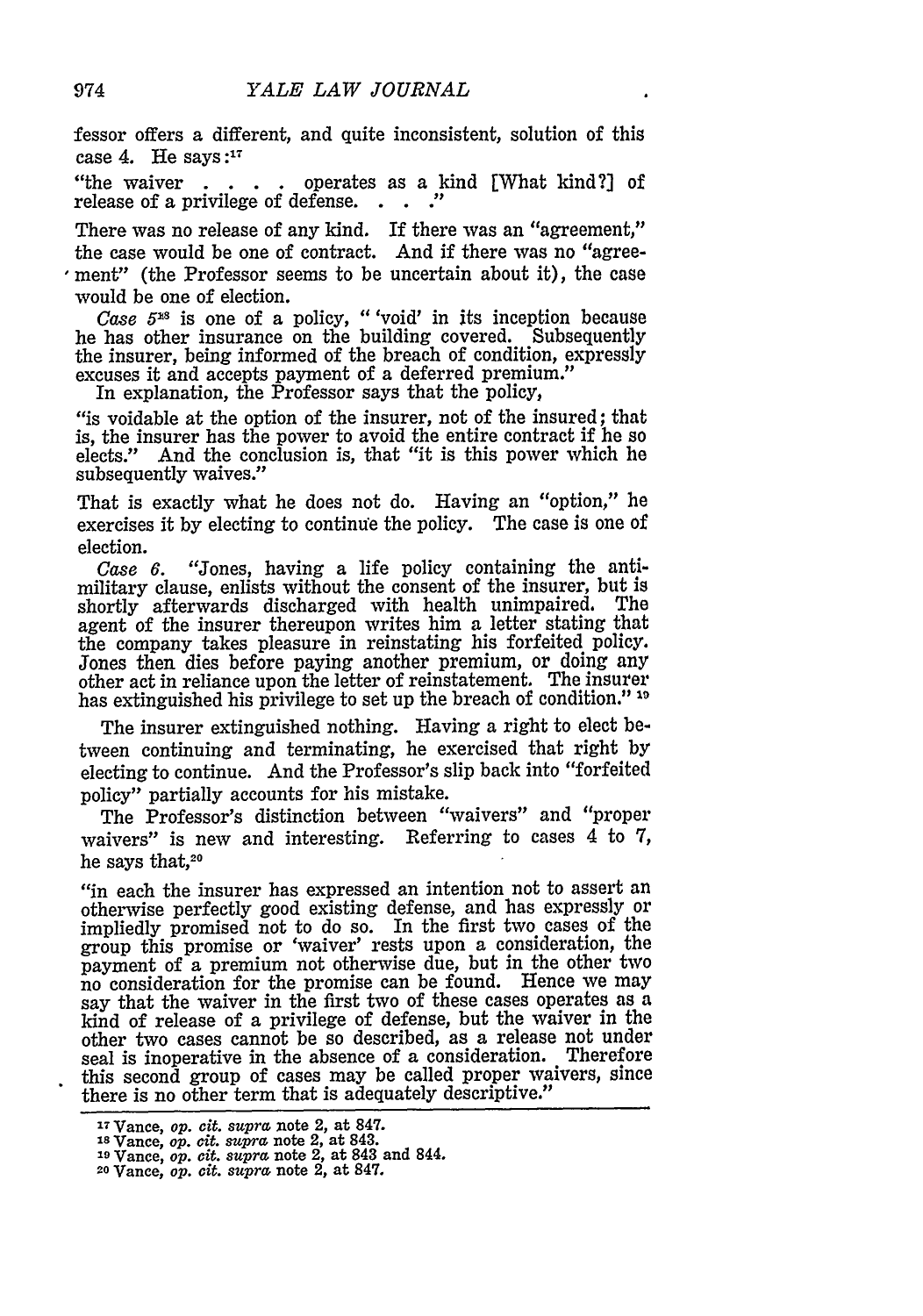fessor offers a different, and quite inconsistent, solution of this case 4. He says:[17]

"the waiver . . . . operates as a kind [What kind?] of release of a privilege of defense. . . ."

There was no release of any kind. If there was an "agreement," the case would be one of contract. And if there was no "agreement" (the Professor seems to be uncertain about it), the case would be one of election.

*Case 5*[18] is one of a policy, "'void' in its inception because he has other insurance on the building covered. Subsequently the insurer, being informed of the breach of condition, expressly excuses it and accepts payment of a deferred premium."

In explanation, the Professor says that the policy,

"is voidable at the option of the insurer, not of the insured; that is, the insurer has the power to avoid the entire contract if he so elects." And the conclusion is, that "it is this power which he subsequently waives."

That is exactly what he does not do. Having an "option," he exercises it by electing to continue the policy. The case is one of election.

*Case 6.* "Jones, having a life policy containing the anti-military clause, enlists without the consent of the insurer, but is shortly afterwards discharged with health unimpaired. The agent of the insurer thereupon writes him a letter stating that the company takes pleasure in reinstating his forfeited policy. Jones then dies before paying another premium, or doing any other act in reliance upon the letter of reinstatement. The insurer has extinguished his privilege to set up the breach of condition."[19]

The insurer extinguished nothing. Having a right to elect between continuing and terminating, he exercised that right by electing to continue. And the Professor's slip back into "forfeited policy" partially accounts for his mistake.

The Professor's distinction between "waivers" and "proper waivers" is new and interesting. Referring to cases 4 to 7, he says that,[20]

"in each the insurer has expressed an intention not to assert an otherwise perfectly good existing defense, and has expressly or impliedly promised not to do so. In the first two cases of the group this promise or 'waiver' rests upon a consideration, the payment of a premium not otherwise due, but in the other two no consideration for the promise can be found. Hence we may say that the waiver in the first two of these cases operates as a kind of release of a privilege of defense, but the waiver in the other two cases cannot be so described, as a release not under seal is inoperative in the absence of a consideration. Therefore this second group of cases may be called proper waivers, since there is no other term that is adequately descriptive."

---

[17] Vance, *op. cit. supra* note 2, at 847.

[18] Vance, *op. cit. supra* note 2, at 843.

[19] Vance, *op. cit. supra* note 2, at 843 and 844.

[20] Vance, *op. cit. supra* note 2, at 847.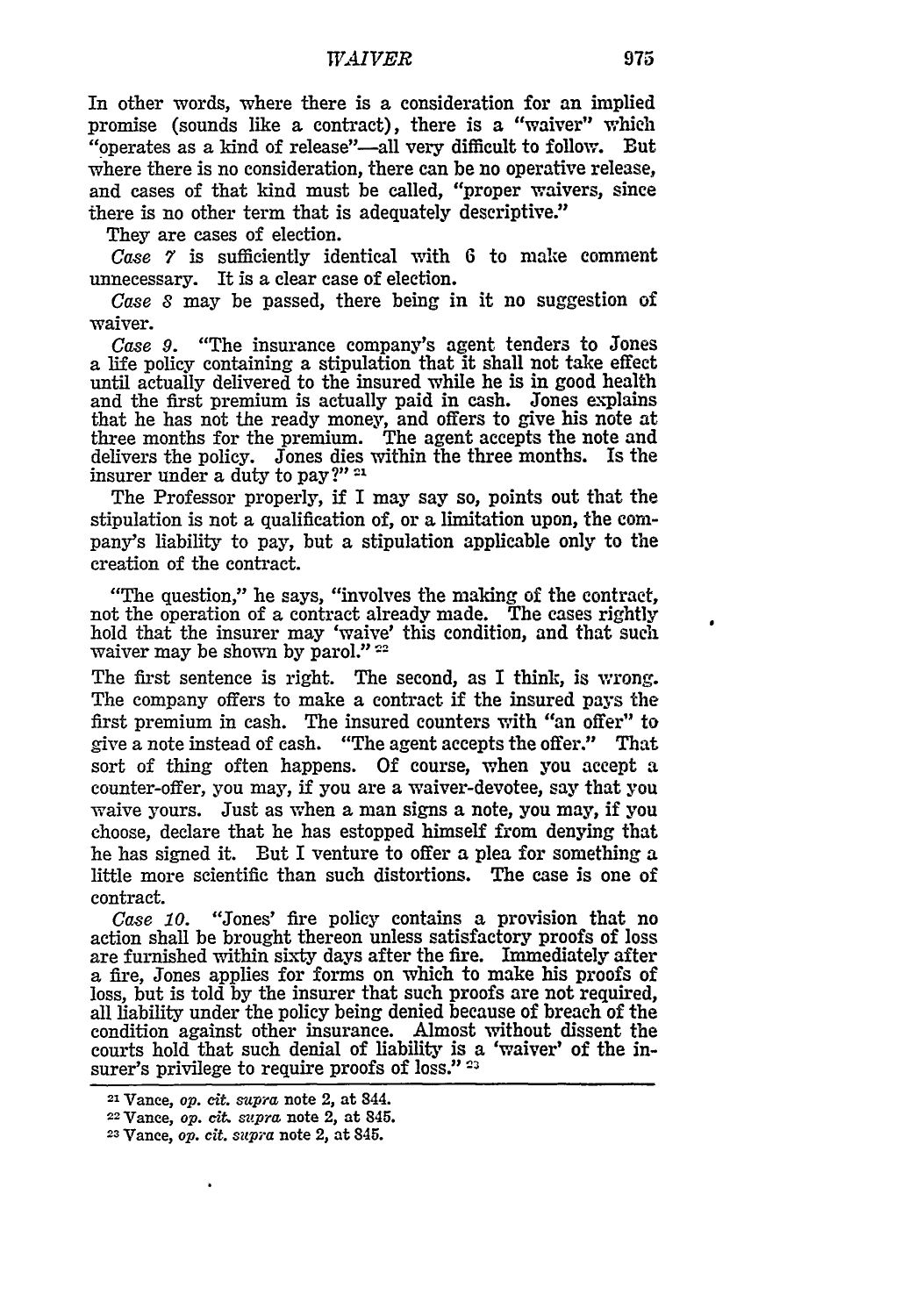In other words, where there is a consideration for an implied promise (sounds like a contract), there is a "waiver" which "operates as a kind of release"—all very difficult to follow. But where there is no consideration, there can be no operative release, and cases of that kind must be called, "proper waivers, since there is no other term that is adequately descriptive."

They are cases of election.

*Case 7* is sufficiently identical with 6 to make comment unnecessary. It is a clear case of election.

*Case 8* may be passed, there being in it no suggestion of waiver.

*Case 9.* "The insurance company's agent tenders to Jones a life policy containing a stipulation that it shall not take effect until actually delivered to the insured while he is in good health and the first premium is actually paid in cash. Jones explains that he has not the ready money, and offers to give his note at three months for the premium. The agent accepts the note and delivers the policy. Jones dies within the three months. Is the insurer under a duty to pay?" [21]

The Professor properly, if I may say so, points out that the stipulation is not a qualification of, or a limitation upon, the company's liability to pay, but a stipulation applicable only to the creation of the contract.

"The question," he says, "involves the making of the contract, not the operation of a contract already made. The cases rightly hold that the insurer may 'waive' this condition, and that such waiver may be shown by parol." [22]

The first sentence is right. The second, as I think, is wrong. The company offers to make a contract if the insured pays the first premium in cash. The insured counters with "an offer" to give a note instead of cash. "The agent accepts the offer." That sort of thing often happens. Of course, when you accept a counter-offer, you may, if you are a waiver-devotee, say that you waive yours. Just as when a man signs a note, you may, if you choose, declare that he has estopped himself from denying that he has signed it. But I venture to offer a plea for something a little more scientific than such distortions. The case is one of contract.

*Case 10.* "Jones' fire policy contains a provision that no action shall be brought thereon unless satisfactory proofs of loss are furnished within sixty days after the fire. Immediately after a fire, Jones applies for forms on which to make his proofs of loss, but is told by the insurer that such proofs are not required, all liability under the policy being denied because of breach of the condition against other insurance. Almost without dissent the courts hold that such denial of liability is a 'waiver' of the insurer's privilege to require proofs of loss." [23]

---

[21] Vance, *op. cit. supra* note 2, at 844.

[22] Vance, *op. cit. supra* note 2, at 845.

[23] Vance, *op. cit. supra* note 2, at 845.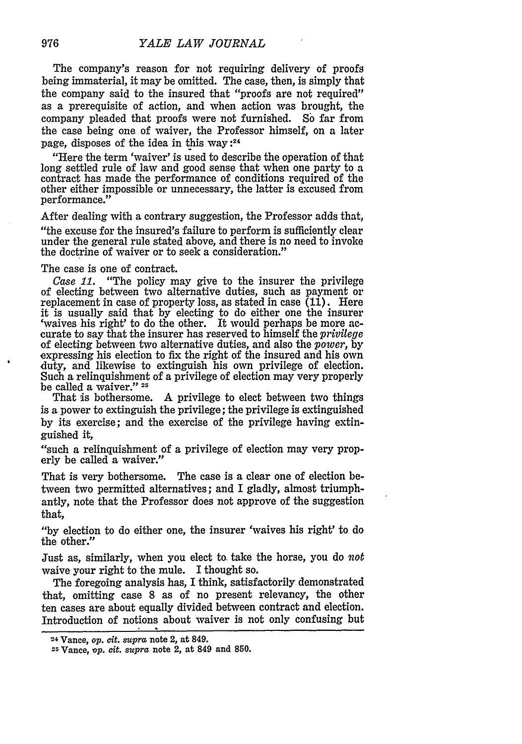The company's reason for not requiring delivery of proofs being immaterial, it may be omitted. The case, then, is simply that the company said to the insured that "proofs are not required" as a prerequisite of action, and when action was brought, the company pleaded that proofs were not furnished. So far from the case being one of waiver, the Professor himself, on a later page, disposes of the idea in this way:[24]

"Here the term 'waiver' is used to describe the operation of that long settled rule of law and good sense that when one party to a contract has made the performance of conditions required of the other either impossible or unnecessary, the latter is excused from performance."

After dealing with a contrary suggestion, the Professor adds that,

"the excuse for the insured's failure to perform is sufficiently clear under the general rule stated above, and there is no need to invoke the doctrine of waiver or to seek a consideration."

The case is one of contract.

*Case 11.* "The policy may give to the insurer the privilege of electing between two alternative duties, such as payment or replacement in case of property loss, as stated in case (11). Here it is usually said that by electing to do either one the insurer 'waives his right' to do the other. It would perhaps be more accurate to say that the insurer has reserved to himself the *privilege* of electing between two alternative duties, and also the *power*, by expressing his election to fix the right of the insured and his own duty, and likewise to extinguish his own privilege of election. Such a relinquishment of a privilege of election may very properly be called a waiver."[25]

That is bothersome. A privilege to elect between two things is a power to extinguish the privilege; the privilege is extinguished by its exercise; and the exercise of the privilege having extinguished it,

"such a relinquishment of a privilege of election may very properly be called a waiver."

That is very bothersome. The case is a clear one of election between two permitted alternatives; and I gladly, almost triumphantly, note that the Professor does not approve of the suggestion that,

"by election to do either one, the insurer 'waives his right' to do the other."

Just as, similarly, when you elect to take the horse, you do *not* waive your right to the mule. I thought so.

The foregoing analysis has, I think, satisfactorily demonstrated that, omitting case 8 as of no present relevancy, the other ten cases are about equally divided between contract and election. Introduction of notions about waiver is not only confusing but

---

[24] Vance, *op. cit. supra* note 2, at 849.

[25] Vance, *op. cit. supra* note 2, at 849 and 850.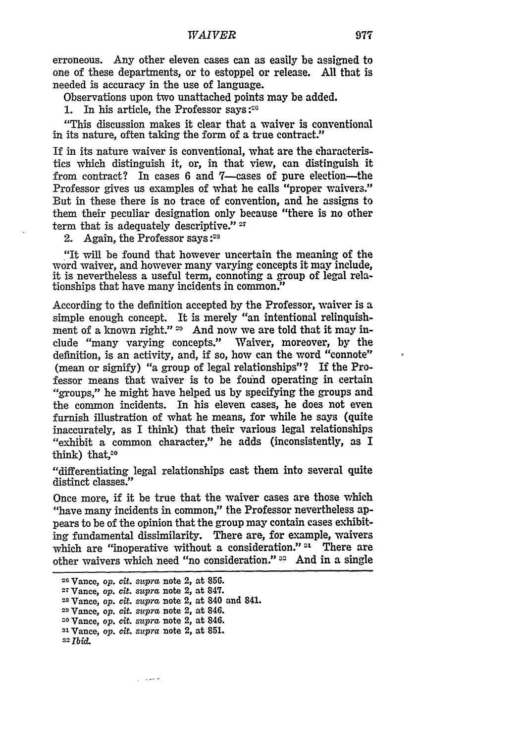erroneous. Any other eleven cases can as easily be assigned to one of these departments, or to estoppel or release. All that is needed is accuracy in the use of language.

Observations upon two unattached points may be added.

1. In his article, the Professor says:[26]

"This discussion makes it clear that a waiver is conventional in its nature, often taking the form of a true contract."

If in its nature waiver is conventional, what are the characteristics which distinguish it, or, in that view, can distinguish it from contract? In cases 6 and 7—cases of pure election—the Professor gives us examples of what he calls "proper waivers." But in these there is no trace of convention, and he assigns to them their peculiar designation only because "there is no other term that is adequately descriptive." [27]

2. Again, the Professor says:[28]

"It will be found that however uncertain the meaning of the word waiver, and however many varying concepts it may include, it is nevertheless a useful term, connoting a group of legal relationships that have many incidents in common."

According to the definition accepted by the Professor, waiver is a simple enough concept. It is merely "an intentional relinquishment of a known right." [29] And now we are told that it may include "many varying concepts." Waiver, moreover, by the definition, is an activity, and, if so, how can the word "connote" (mean or signify) "a group of legal relationships"? If the Professor means that waiver is to be found operating in certain "groups," he might have helped us by specifying the groups and the common incidents. In his eleven cases, he does not even furnish illustration of what he means, for while he says (quite inaccurately, as I think) that their various legal relationships "exhibit a common character," he adds (inconsistently, as I think) that,[30]

"differentiating legal relationships cast them into several quite distinct classes."

Once more, if it be true that the waiver cases are those which "have many incidents in common," the Professor nevertheless appears to be of the opinion that the group may contain cases exhibiting fundamental dissimilarity. There are, for example, waivers which are "inoperative without a consideration." [31] There are other waivers which need "no consideration." [32] And in a single

---

[26] Vance, *op. cit. supra* note 2, at 856.

[27] Vance, *op. cit. supra* note 2, at 847.

[28] Vance, *op. cit. supra* note 2, at 840 and 841.

[29] Vance, *op. cit. supra* note 2, at 846.

[30] Vance, *op. cit. supra* note 2, at 846.

[31] Vance, *op. cit. supra* note 2, at 851.

[32] *Ibid.*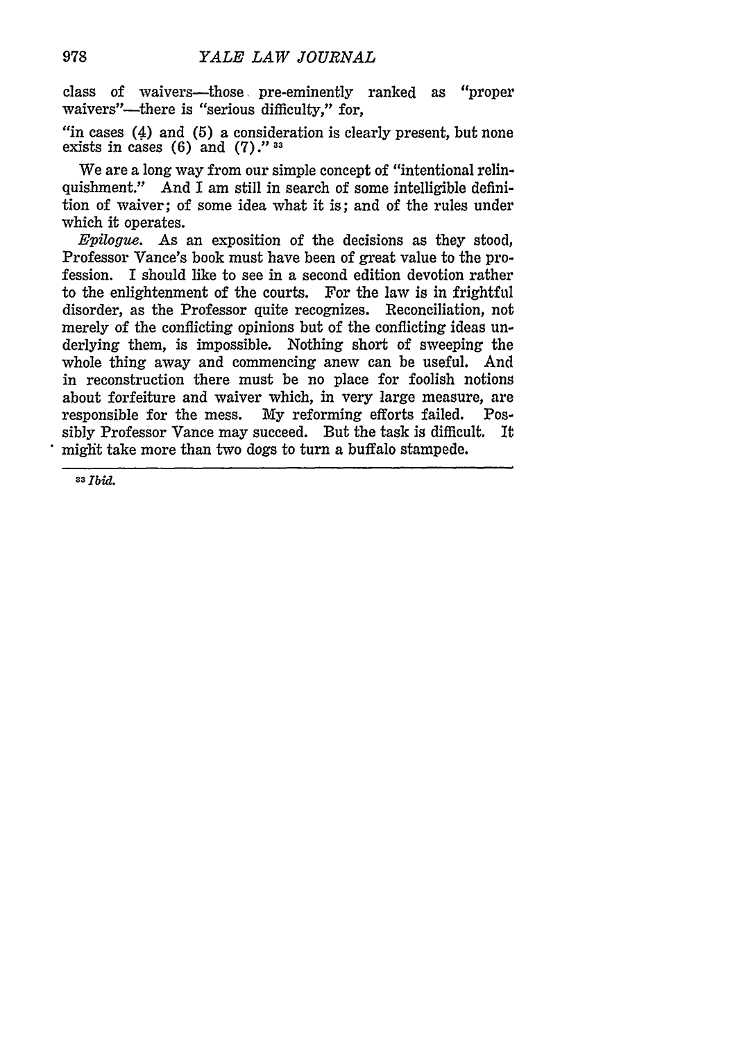class of waivers—those pre-eminently ranked as "proper waivers"—there is "serious difficulty," for,

"in cases (4) and (5) a consideration is clearly present, but none exists in cases (6) and (7)." [33]

We are a long way from our simple concept of "intentional relinquishment." And I am still in search of some intelligible definition of waiver; of some idea what it is; and of the rules under which it operates.

*Epilogue.* As an exposition of the decisions as they stood, Professor Vance's book must have been of great value to the profession. I should like to see in a second edition devotion rather to the enlightenment of the courts. For the law is in frightful disorder, as the Professor quite recognizes. Reconciliation, not merely of the conflicting opinions but of the conflicting ideas underlying them, is impossible. Nothing short of sweeping the whole thing away and commencing anew can be useful. And in reconstruction there must be no place for foolish notions about forfeiture and waiver which, in very large measure, are responsible for the mess. My reforming efforts failed. Possibly Professor Vance may succeed. But the task is difficult. It might take more than two dogs to turn a buffalo stampede.

---

[33] *Ibid.*